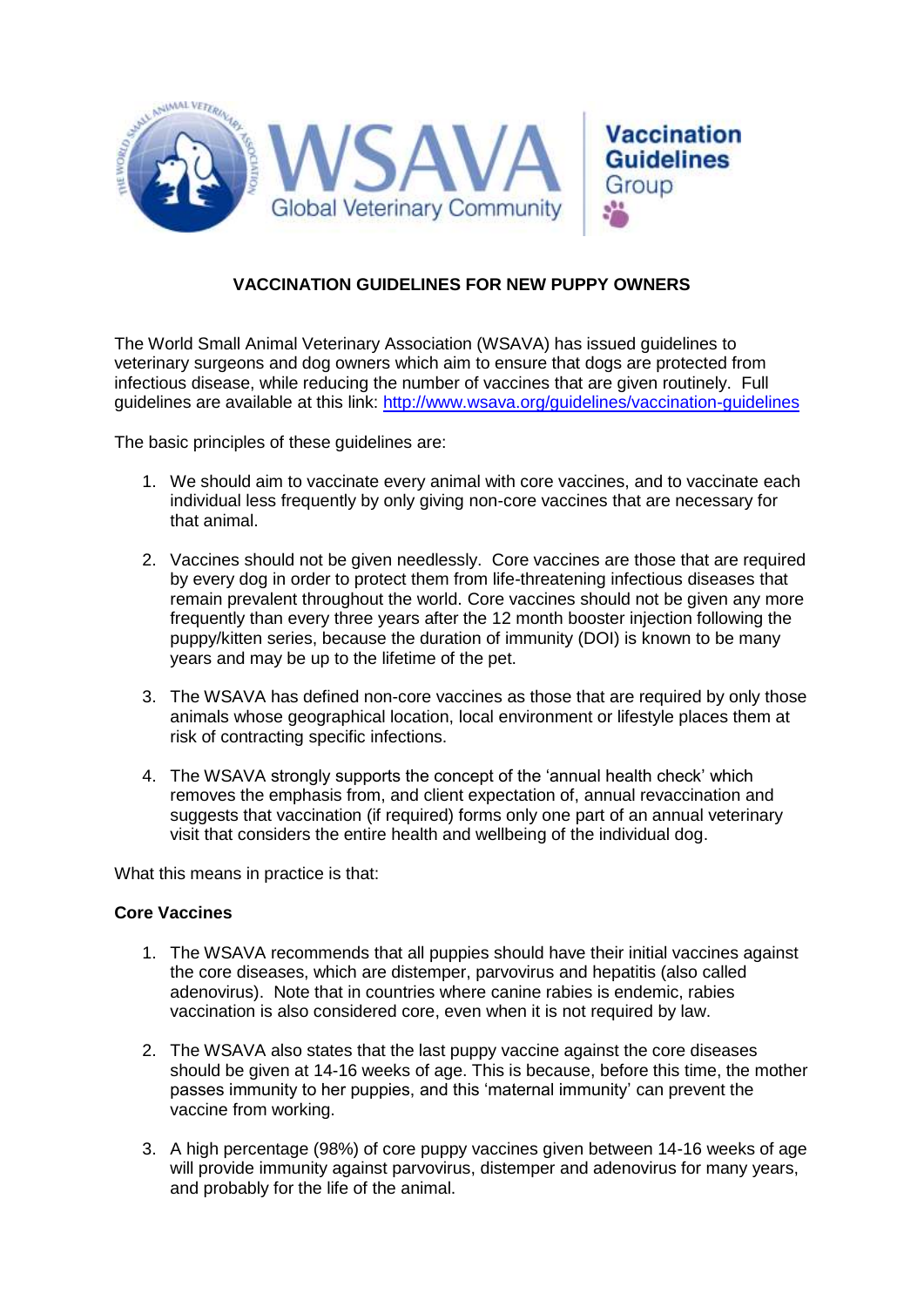# VACCINATION GUIDELINES FOR NEW PUPPY OWNERS

The World Small Animal Veterinary Association (WSAVA) has issued guidelines to veterinary surgeons and dog owners which aim to ensure that dogs are protected from infectious disease, while reducing the number of vaccines that are given routinely. Full guidelines are available at this link: http://www.wsava.org/guidelines/vaccination-guidelines

The basic principles of these guidelines are:

1. We should aim to vaccinate every animal with core vaccines, and to vaccinate each individual less frequently by only giving non-core vaccines that are necessary for that animal.

2. Vaccines should not be given needlessly. Core vaccines are those that are required by every dog in order to protect them from life-threatening infectious diseases that remain prevalent throughout the world. Core vaccines should not be given any more frequently than every three years after the 12 month booster injection following the puppy/kitten series, because the duration of immunity (DOI) is known to be many years and may be up to the lifetime of the pet.

3. The WSAVA has defined non-core vaccines as those that are required by only those animals whose geographical location, local environment or lifestyle places them at risk of contracting specific infections.

4. The WSAVA strongly supports the concept of the 'annual health check' which removes the emphasis from, and client expectation of, annual revaccination and suggests that vaccination (if required) forms only one part of an annual veterinary visit that considers the entire health and wellbeing of the individual dog.

What this means in practice is that:

**Core Vaccines**

1. The WSAVA recommends that all puppies should have their initial vaccines against the core diseases, which are distemper, parvovirus and hepatitis (also called adenovirus). Note that in countries where canine rabies is endemic, rabies vaccination is also considered core, even when it is not required by law.

2. The WSAVA also states that the last puppy vaccine against the core diseases should be given at 14-16 weeks of age. This is because, before this time, the mother passes immunity to her puppies, and this 'maternal immunity' can prevent the vaccine from working.

3. A high percentage (98%) of core puppy vaccines given between 14-16 weeks of age will provide immunity against parvovirus, distemper and adenovirus for many years, and probably for the life of the animal.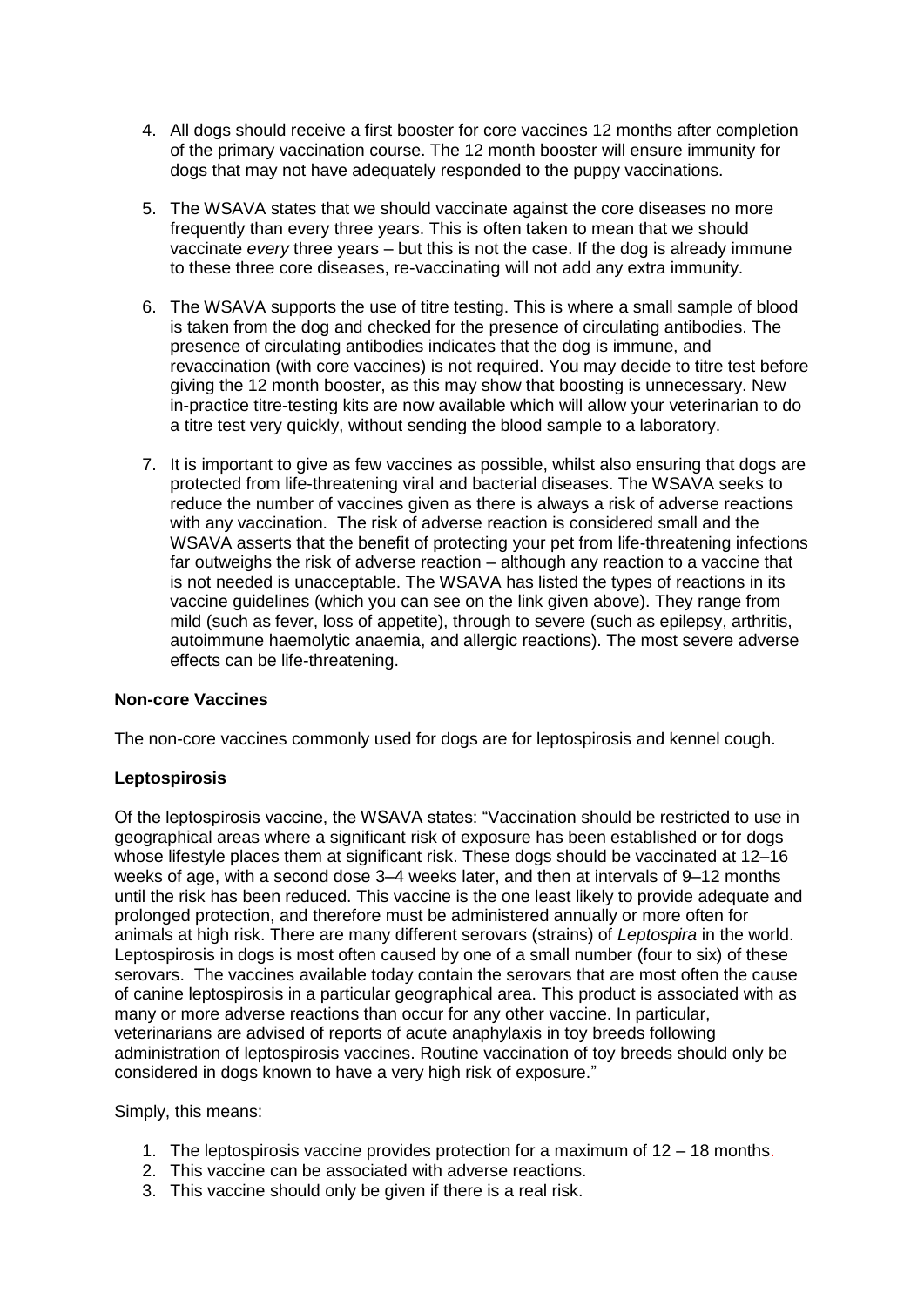4. All dogs should receive a first booster for core vaccines 12 months after completion of the primary vaccination course. The 12 month booster will ensure immunity for dogs that may not have adequately responded to the puppy vaccinations.

5. The WSAVA states that we should vaccinate against the core diseases no more frequently than every three years. This is often taken to mean that we should vaccinate *every* three years – but this is not the case. If the dog is already immune to these three core diseases, re-vaccinating will not add any extra immunity.

6. The WSAVA supports the use of titre testing. This is where a small sample of blood is taken from the dog and checked for the presence of circulating antibodies. The presence of circulating antibodies indicates that the dog is immune, and revaccination (with core vaccines) is not required. You may decide to titre test before giving the 12 month booster, as this may show that boosting is unnecessary. New in-practice titre-testing kits are now available which will allow your veterinarian to do a titre test very quickly, without sending the blood sample to a laboratory.

7. It is important to give as few vaccines as possible, whilst also ensuring that dogs are protected from life-threatening viral and bacterial diseases. The WSAVA seeks to reduce the number of vaccines given as there is always a risk of adverse reactions with any vaccination. The risk of adverse reaction is considered small and the WSAVA asserts that the benefit of protecting your pet from life-threatening infections far outweighs the risk of adverse reaction – although any reaction to a vaccine that is not needed is unacceptable. The WSAVA has listed the types of reactions in its vaccine guidelines (which you can see on the link given above). They range from mild (such as fever, loss of appetite), through to severe (such as epilepsy, arthritis, autoimmune haemolytic anaemia, and allergic reactions). The most severe adverse effects can be life-threatening.

**Non-core Vaccines**

The non-core vaccines commonly used for dogs are for leptospirosis and kennel cough.

**Leptospirosis**

Of the leptospirosis vaccine, the WSAVA states: "Vaccination should be restricted to use in geographical areas where a significant risk of exposure has been established or for dogs whose lifestyle places them at significant risk. These dogs should be vaccinated at 12–16 weeks of age, with a second dose 3–4 weeks later, and then at intervals of 9–12 months until the risk has been reduced. This vaccine is the one least likely to provide adequate and prolonged protection, and therefore must be administered annually or more often for animals at high risk. There are many different serovars (strains) of *Leptospira* in the world. Leptospirosis in dogs is most often caused by one of a small number (four to six) of these serovars. The vaccines available today contain the serovars that are most often the cause of canine leptospirosis in a particular geographical area. This product is associated with as many or more adverse reactions than occur for any other vaccine. In particular, veterinarians are advised of reports of acute anaphylaxis in toy breeds following administration of leptospirosis vaccines. Routine vaccination of toy breeds should only be considered in dogs known to have a very high risk of exposure."

Simply, this means:

1. The leptospirosis vaccine provides protection for a maximum of 12 – 18 months.
2. This vaccine can be associated with adverse reactions.
3. This vaccine should only be given if there is a real risk.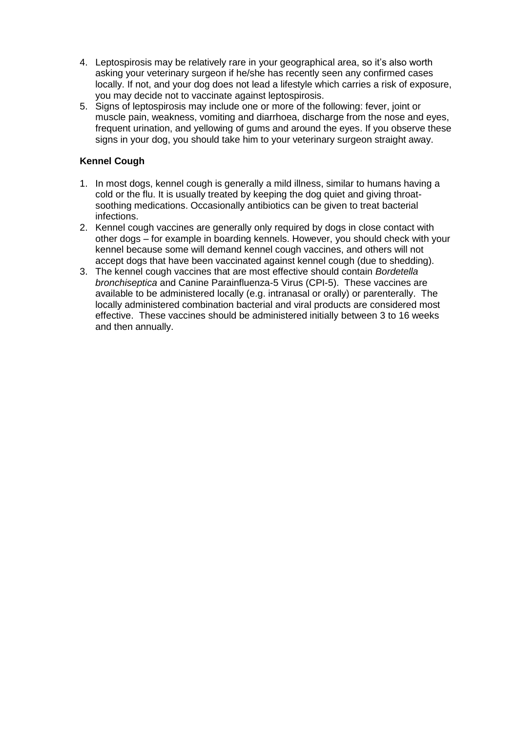4. Leptospirosis may be relatively rare in your geographical area, so it's also worth asking your veterinary surgeon if he/she has recently seen any confirmed cases locally. If not, and your dog does not lead a lifestyle which carries a risk of exposure, you may decide not to vaccinate against leptospirosis.
5. Signs of leptospirosis may include one or more of the following: fever, joint or muscle pain, weakness, vomiting and diarrhoea, discharge from the nose and eyes, frequent urination, and yellowing of gums and around the eyes. If you observe these signs in your dog, you should take him to your veterinary surgeon straight away.

**Kennel Cough**

1. In most dogs, kennel cough is generally a mild illness, similar to humans having a cold or the flu. It is usually treated by keeping the dog quiet and giving throat-soothing medications. Occasionally antibiotics can be given to treat bacterial infections.
2. Kennel cough vaccines are generally only required by dogs in close contact with other dogs – for example in boarding kennels. However, you should check with your kennel because some will demand kennel cough vaccines, and others will not accept dogs that have been vaccinated against kennel cough (due to shedding).
3. The kennel cough vaccines that are most effective should contain *Bordetella bronchiseptica* and Canine Parainfluenza-5 Virus (CPI-5). These vaccines are available to be administered locally (e.g. intranasal or orally) or parenterally. The locally administered combination bacterial and viral products are considered most effective. These vaccines should be administered initially between 3 to 16 weeks and then annually.